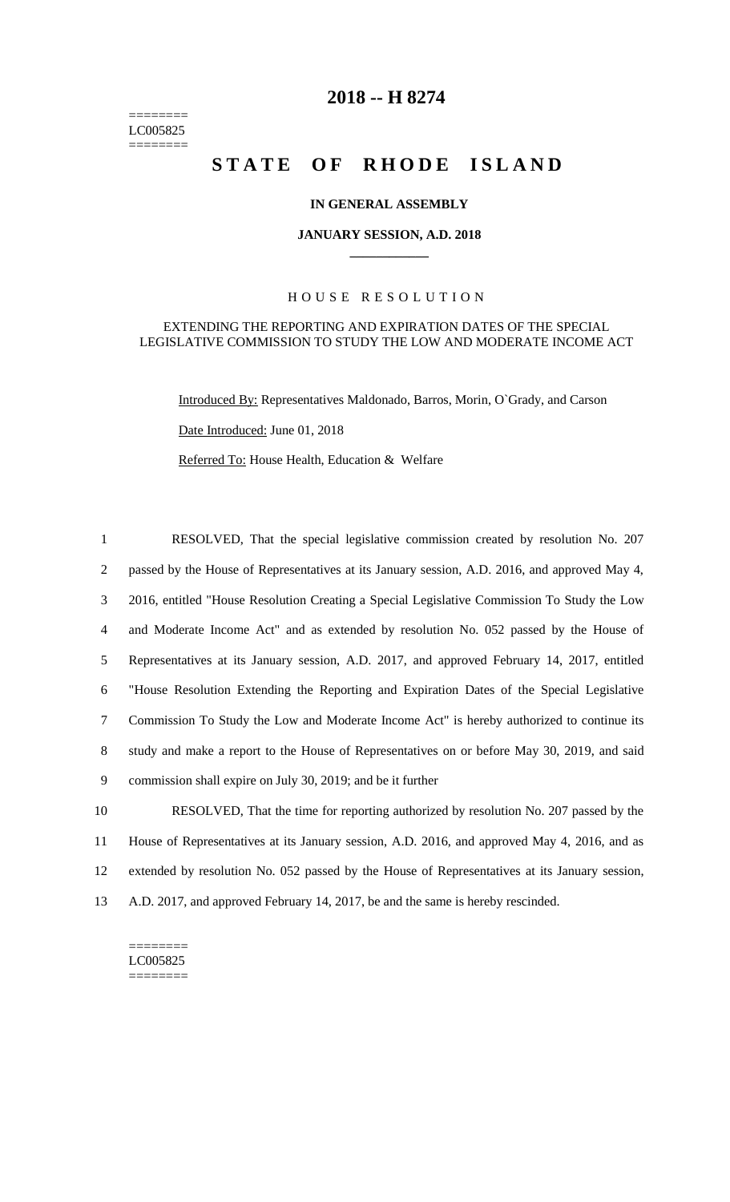========
LC005825
========

# 2018 -- H 8274

# STATE OF RHODE ISLAND

**IN GENERAL ASSEMBLY**

**JANUARY SESSION, A.D. 2018**

H O U S E   R E S O L U T I O N

EXTENDING THE REPORTING AND EXPIRATION DATES OF THE SPECIAL LEGISLATIVE COMMISSION TO STUDY THE LOW AND MODERATE INCOME ACT

Introduced By: Representatives Maldonado, Barros, Morin, O`Grady, and Carson

Date Introduced: June 01, 2018

Referred To: House Health, Education & Welfare

1 RESOLVED, That the special legislative commission created by resolution No. 207
2 passed by the House of Representatives at its January session, A.D. 2016, and approved May 4,
3 2016, entitled "House Resolution Creating a Special Legislative Commission To Study the Low
4 and Moderate Income Act" and as extended by resolution No. 052 passed by the House of
5 Representatives at its January session, A.D. 2017, and approved February 14, 2017, entitled
6 "House Resolution Extending the Reporting and Expiration Dates of the Special Legislative
7 Commission To Study the Low and Moderate Income Act" is hereby authorized to continue its
8 study and make a report to the House of Representatives on or before May 30, 2019, and said
9 commission shall expire on July 30, 2019; and be it further

10 RESOLVED, That the time for reporting authorized by resolution No. 207 passed by the
11 House of Representatives at its January session, A.D. 2016, and approved May 4, 2016, and as
12 extended by resolution No. 052 passed by the House of Representatives at its January session,
13 A.D. 2017, and approved February 14, 2017, be and the same is hereby rescinded.

========
LC005825
========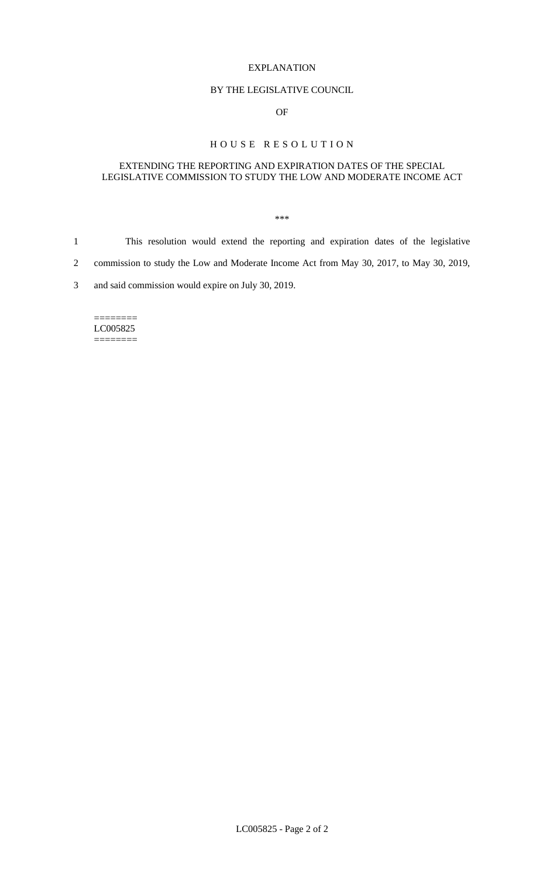EXPLANATION

BY THE LEGISLATIVE COUNCIL

OF

# H O U S E   R E S O L U T I O N

## EXTENDING THE REPORTING AND EXPIRATION DATES OF THE SPECIAL LEGISLATIVE COMMISSION TO STUDY THE LOW AND MODERATE INCOME ACT

\*\*\*

1 This resolution would extend the reporting and expiration dates of the legislative
2 commission to study the Low and Moderate Income Act from May 30, 2017, to May 30, 2019,
3 and said commission would expire on July 30, 2019.

========
LC005825
========